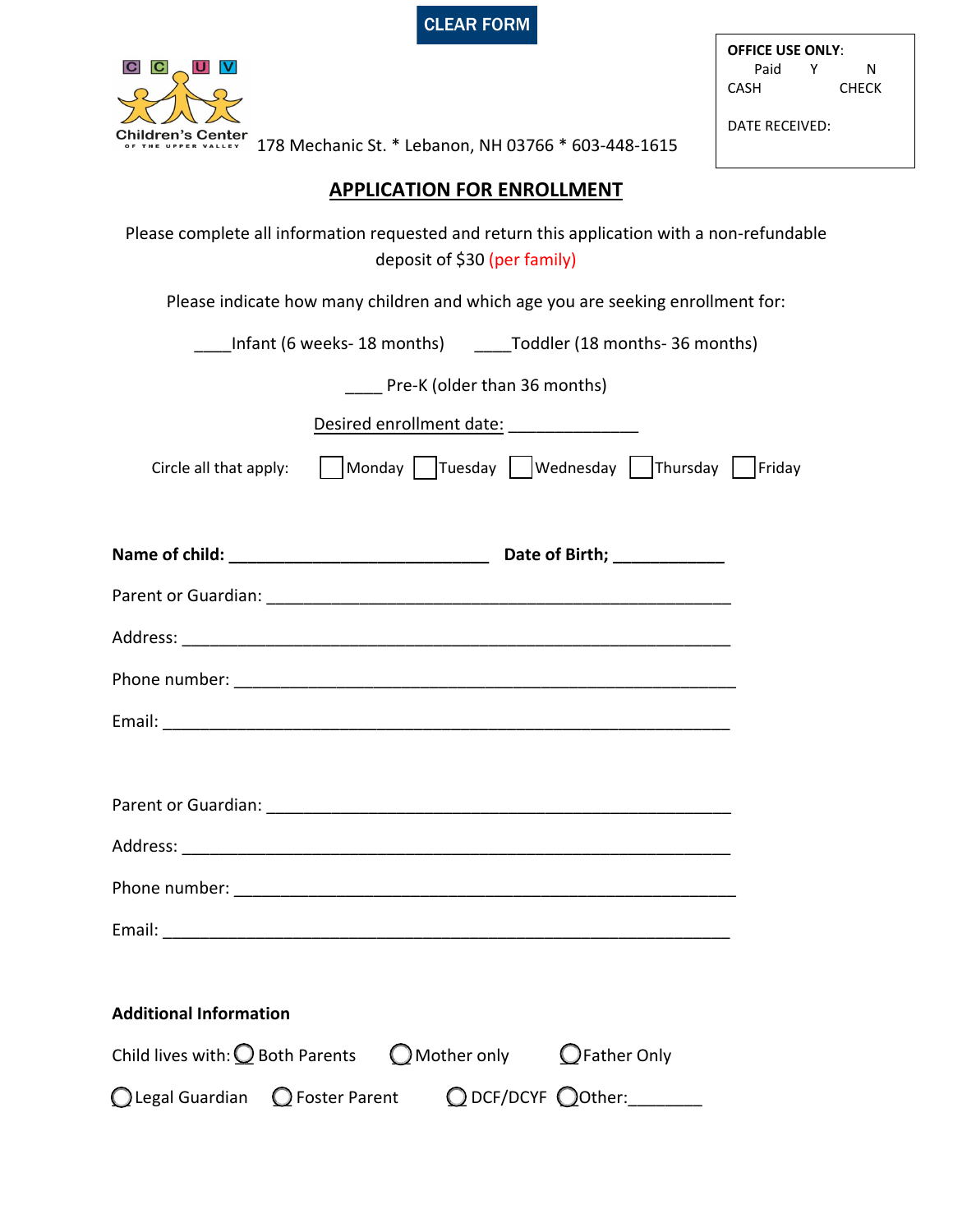CLEAR FORM

CCUV Children's Center of the Upper Valley 178 Mechanic St. * Lebanon, NH 03766 * 603-448-1615

**OFFICE USE ONLY**:
Paid Y N
CASH CHECK

DATE RECEIVED:

## APPLICATION FOR ENROLLMENT

Please complete all information requested and return this application with a non-refundable deposit of $30 (per family)

Please indicate how many children and which age you are seeking enrollment for:

____Infant (6 weeks- 18 months) ____Toddler (18 months- 36 months)

____ Pre-K (older than 36 months)

Desired enrollment date: ______________

Circle all that apply: ☐ Monday ☐ Tuesday ☐ Wednesday ☐ Thursday ☐ Friday

**Name of child: ____________________________ Date of Birth; ____________**

Parent or Guardian: __________________________________________________

Address: ___________________________________________________________

Phone number: ______________________________________________________

Email: _____________________________________________________________

Parent or Guardian: __________________________________________________

Address: ___________________________________________________________

Phone number: ______________________________________________________

Email: _____________________________________________________________

**Additional Information**

Child lives with: ◯ Both Parents ◯ Mother only ◯ Father Only

◯ Legal Guardian ◯ Foster Parent ◯ DCF/DCYF ◯ Other:________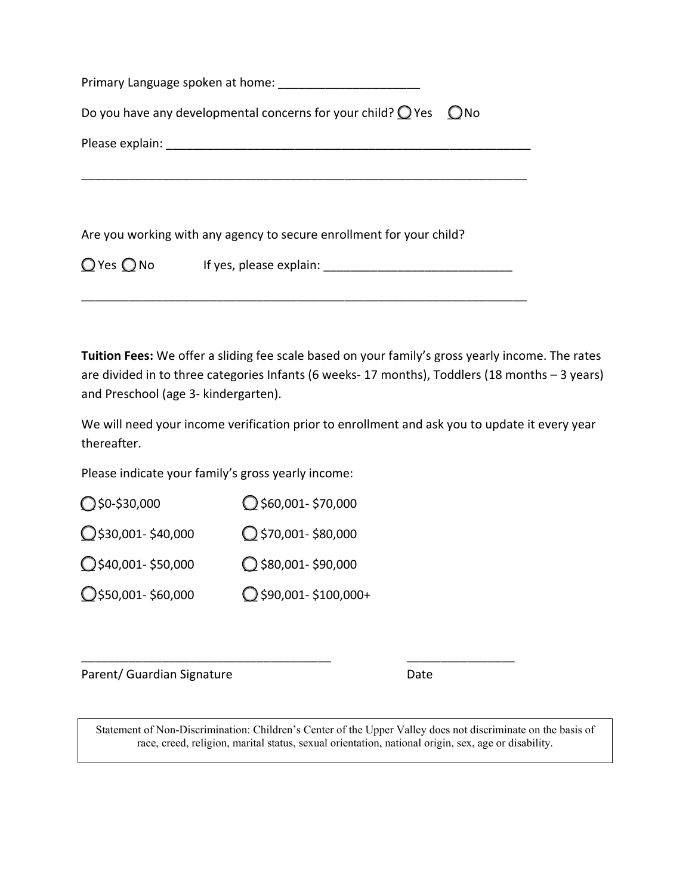Primary Language spoken at home: ____________________

Do you have any developmental concerns for your child? ◯ Yes ◯ No

Please explain: ________________________________________________________

________________________________________________________________________

Are you working with any agency to secure enrollment for your child?

◯ Yes ◯ No If yes, please explain: ___________________________

________________________________________________________________________

**Tuition Fees:** We offer a sliding fee scale based on your family's gross yearly income. The rates are divided in to three categories Infants (6 weeks- 17 months), Toddlers (18 months – 3 years) and Preschool (age 3- kindergarten).

We will need your income verification prior to enrollment and ask you to update it every year thereafter.

Please indicate your family's gross yearly income:

◯ $0-$30,000

◯ $30,001- $40,000

◯ $40,001- $50,000

◯ $50,001- $60,000

◯ $60,001- $70,000

◯ $70,001- $80,000

◯ $80,001- $90,000

◯ $90,001- $100,000+

_____________________________________ _______________

Parent/ Guardian Signature Date

Statement of Non-Discrimination: Children's Center of the Upper Valley does not discriminate on the basis of race, creed, religion, marital status, sexual orientation, national origin, sex, age or disability.